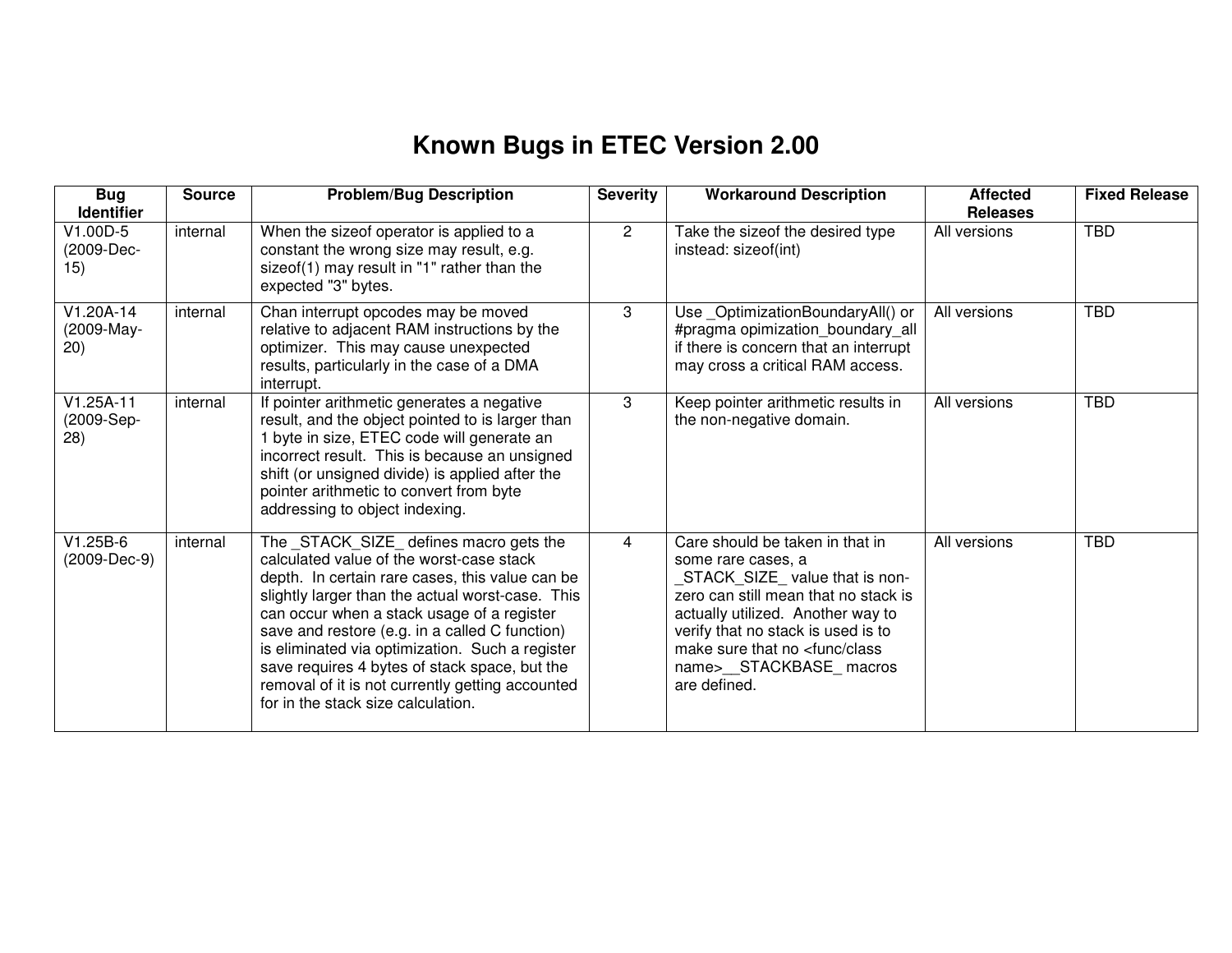# Known Bugs in ETEC Version 2.00

| Bug Identifier | Source | Problem/Bug Description | Severity | Workaround Description | Affected Releases | Fixed Release |
|---|---|---|---|---|---|---|
| V1.00D-5 (2009-Dec-15) | internal | When the sizeof operator is applied to a constant the wrong size may result, e.g. sizeof(1) may result in "1" rather than the expected "3" bytes. | 2 | Take the sizeof the desired type instead: sizeof(int) | All versions | TBD |
| V1.20A-14 (2009-May-20) | internal | Chan interrupt opcodes may be moved relative to adjacent RAM instructions by the optimizer. This may cause unexpected results, particularly in the case of a DMA interrupt. | 3 | Use _OptimizationBoundaryAll() or #pragma opimization_boundary_all if there is concern that an interrupt may cross a critical RAM access. | All versions | TBD |
| V1.25A-11 (2009-Sep-28) | internal | If pointer arithmetic generates a negative result, and the object pointed to is larger than 1 byte in size, ETEC code will generate an incorrect result. This is because an unsigned shift (or unsigned divide) is applied after the pointer arithmetic to convert from byte addressing to object indexing. | 3 | Keep pointer arithmetic results in the non-negative domain. | All versions | TBD |
| V1.25B-6 (2009-Dec-9) | internal | The _STACK_SIZE_ defines macro gets the calculated value of the worst-case stack depth. In certain rare cases, this value can be slightly larger than the actual worst-case. This can occur when a stack usage of a register save and restore (e.g. in a called C function) is eliminated via optimization. Such a register save requires 4 bytes of stack space, but the removal of it is not currently getting accounted for in the stack size calculation. | 4 | Care should be taken in that in some rare cases, a _STACK_SIZE_ value that is non-zero can still mean that no stack is actually utilized. Another way to verify that no stack is used is to make sure that no <func/class name>__STACKBASE_ macros are defined. | All versions | TBD |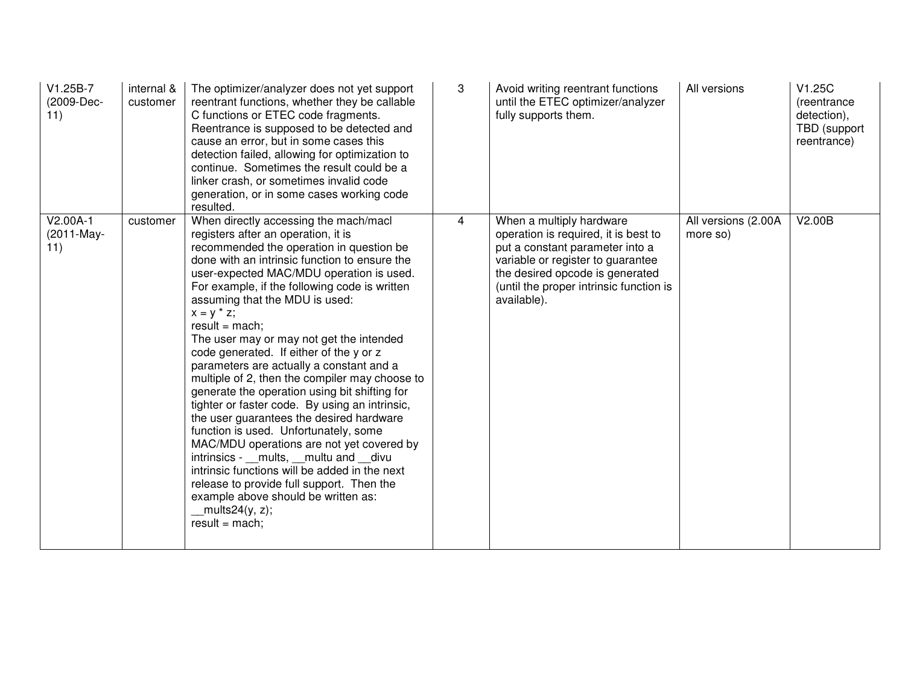| | | | | | | |
|---|---|---|---|---|---|---|
| V1.25B-7 (2009-Dec-11) | internal & customer | The optimizer/analyzer does not yet support reentrant functions, whether they be callable C functions or ETEC code fragments. Reentrance is supposed to be detected and cause an error, but in some cases this detection failed, allowing for optimization to continue. Sometimes the result could be a linker crash, or sometimes invalid code generation, or in some cases working code resulted. | 3 | Avoid writing reentrant functions until the ETEC optimizer/analyzer fully supports them. | All versions | V1.25C (reentrance detection), TBD (support reentrance) |
| V2.00A-1 (2011-May-11) | customer | When directly accessing the mach/macl registers after an operation, it is recommended the operation in question be done with an intrinsic function to ensure the user-expected MAC/MDU operation is used. For example, if the following code is written assuming that the MDU is used:<br>x = y * z;<br>result = mach;<br>The user may or may not get the intended code generated. If either of the y or z parameters are actually a constant and a multiple of 2, then the compiler may choose to generate the operation using bit shifting for tighter or faster code. By using an intrinsic, the user guarantees the desired hardware function is used. Unfortunately, some MAC/MDU operations are not yet covered by intrinsics - __mults, __multu and __divu intrinsic functions will be added in the next release to provide full support. Then the example above should be written as:<br>__mults24(y, z);<br>result = mach; | 4 | When a multiply hardware operation is required, it is best to put a constant parameter into a variable or register to guarantee the desired opcode is generated (until the proper intrinsic function is available). | All versions (2.00A more so) | V2.00B |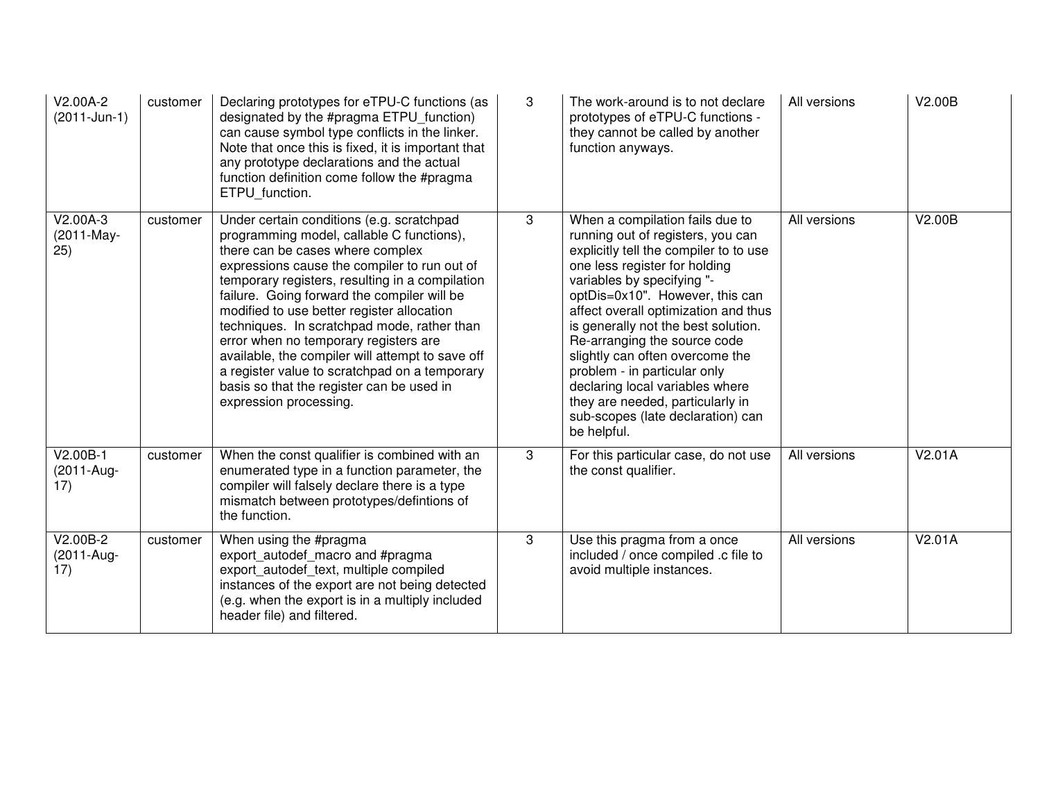| | | | | | | |
|---|---|---|---|---|---|---|
| V2.00A-2 (2011-Jun-1) | customer | Declaring prototypes for eTPU-C functions (as designated by the #pragma ETPU_function) can cause symbol type conflicts in the linker. Note that once this is fixed, it is important that any prototype declarations and the actual function definition come follow the #pragma ETPU_function. | 3 | The work-around is to not declare prototypes of eTPU-C functions - they cannot be called by another function anyways. | All versions | V2.00B |
| V2.00A-3 (2011-May-25) | customer | Under certain conditions (e.g. scratchpad programming model, callable C functions), there can be cases where complex expressions cause the compiler to run out of temporary registers, resulting in a compilation failure. Going forward the compiler will be modified to use better register allocation techniques. In scratchpad mode, rather than error when no temporary registers are available, the compiler will attempt to save off a register value to scratchpad on a temporary basis so that the register can be used in expression processing. | 3 | When a compilation fails due to running out of registers, you can explicitly tell the compiler to to use one less register for holding variables by specifying "-optDis=0x10". However, this can affect overall optimization and thus is generally not the best solution. Re-arranging the source code slightly can often overcome the problem - in particular only declaring local variables where they are needed, particularly in sub-scopes (late declaration) can be helpful. | All versions | V2.00B |
| V2.00B-1 (2011-Aug-17) | customer | When the const qualifier is combined with an enumerated type in a function parameter, the compiler will falsely declare there is a type mismatch between prototypes/defintions of the function. | 3 | For this particular case, do not use the const qualifier. | All versions | V2.01A |
| V2.00B-2 (2011-Aug-17) | customer | When using the #pragma export_autodef_macro and #pragma export_autodef_text, multiple compiled instances of the export are not being detected (e.g. when the export is in a multiply included header file) and filtered. | 3 | Use this pragma from a once included / once compiled .c file to avoid multiple instances. | All versions | V2.01A |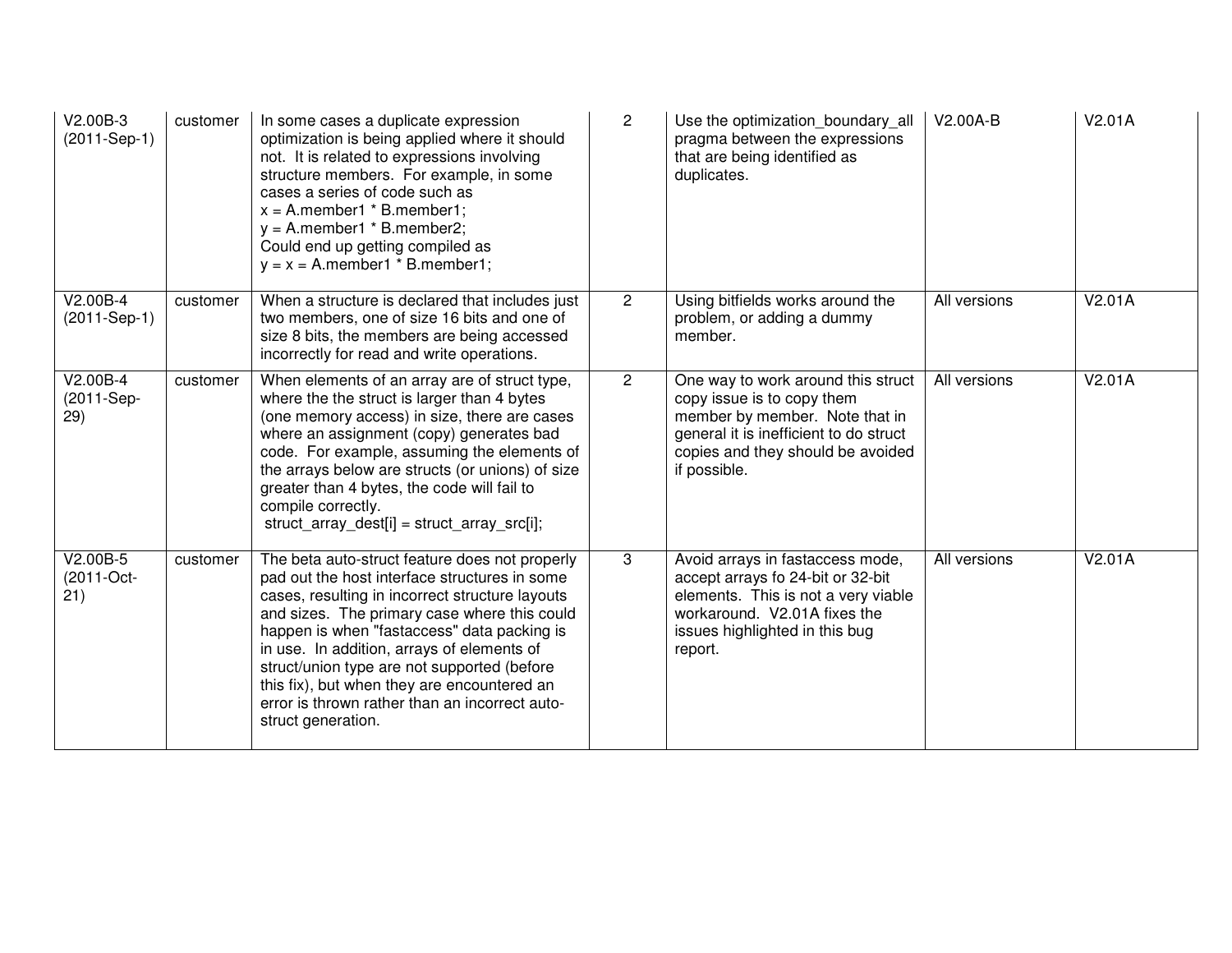| | | | | | | |
|---|---|---|---|---|---|---|
| V2.00B-3 (2011-Sep-1) | customer | In some cases a duplicate expression optimization is being applied where it should not. It is related to expressions involving structure members. For example, in some cases a series of code such as<br>x = A.member1 * B.member1;<br>y = A.member1 * B.member2;<br>Could end up getting compiled as<br>y = x = A.member1 * B.member1; | 2 | Use the optimization_boundary_all pragma between the expressions that are being identified as duplicates. | V2.00A-B | V2.01A |
| V2.00B-4 (2011-Sep-1) | customer | When a structure is declared that includes just two members, one of size 16 bits and one of size 8 bits, the members are being accessed incorrectly for read and write operations. | 2 | Using bitfields works around the problem, or adding a dummy member. | All versions | V2.01A |
| V2.00B-4 (2011-Sep-29) | customer | When elements of an array are of struct type, where the the struct is larger than 4 bytes (one memory access) in size, there are cases where an assignment (copy) generates bad code. For example, assuming the elements of the arrays below are structs (or unions) of size greater than 4 bytes, the code will fail to compile correctly.<br>struct_array_dest[i] = struct_array_src[i]; | 2 | One way to work around this struct copy issue is to copy them member by member. Note that in general it is inefficient to do struct copies and they should be avoided if possible. | All versions | V2.01A |
| V2.00B-5 (2011-Oct-21) | customer | The beta auto-struct feature does not properly pad out the host interface structures in some cases, resulting in incorrect structure layouts and sizes. The primary case where this could happen is when "fastaccess" data packing is in use. In addition, arrays of elements of struct/union type are not supported (before this fix), but when they are encountered an error is thrown rather than an incorrect auto-struct generation. | 3 | Avoid arrays in fastaccess mode, accept arrays fo 24-bit or 32-bit elements. This is not a very viable workaround. V2.01A fixes the issues highlighted in this bug report. | All versions | V2.01A |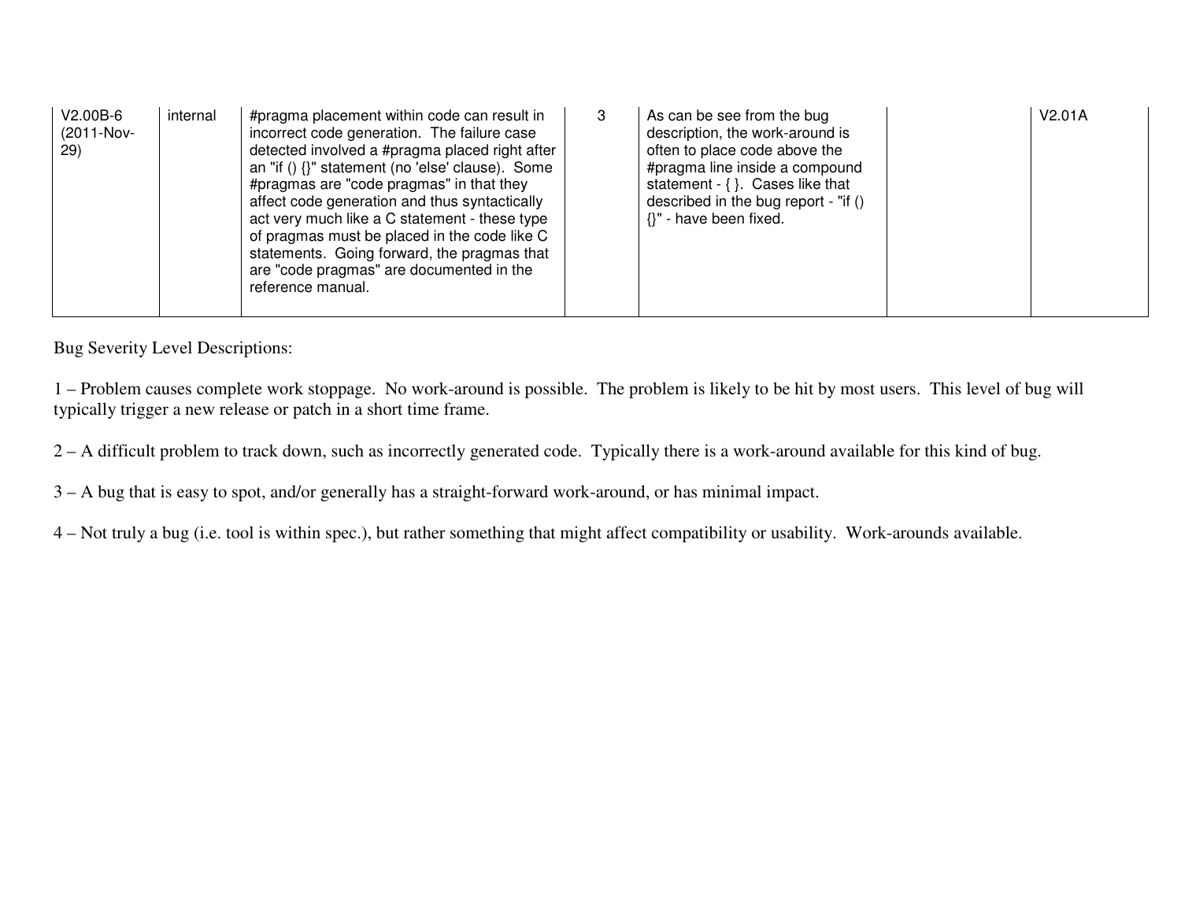| | | | | | | |
|---|---|---|---|---|---|---|
| V2.00B-6 (2011-Nov-29) | internal | #pragma placement within code can result in incorrect code generation. The failure case detected involved a #pragma placed right after an "if () {}" statement (no 'else' clause). Some #pragmas are "code pragmas" in that they affect code generation and thus syntactically act very much like a C statement - these type of pragmas must be placed in the code like C statements. Going forward, the pragmas that are "code pragmas" are documented in the reference manual. | 3 | As can be see from the bug description, the work-around is often to place code above the #pragma line inside a compound statement - { }. Cases like that described in the bug report - "if () {}" - have been fixed. | | V2.01A |

Bug Severity Level Descriptions:

1 – Problem causes complete work stoppage. No work-around is possible. The problem is likely to be hit by most users. This level of bug will typically trigger a new release or patch in a short time frame.

2 – A difficult problem to track down, such as incorrectly generated code. Typically there is a work-around available for this kind of bug.

3 – A bug that is easy to spot, and/or generally has a straight-forward work-around, or has minimal impact.

4 – Not truly a bug (i.e. tool is within spec.), but rather something that might affect compatibility or usability. Work-arounds available.